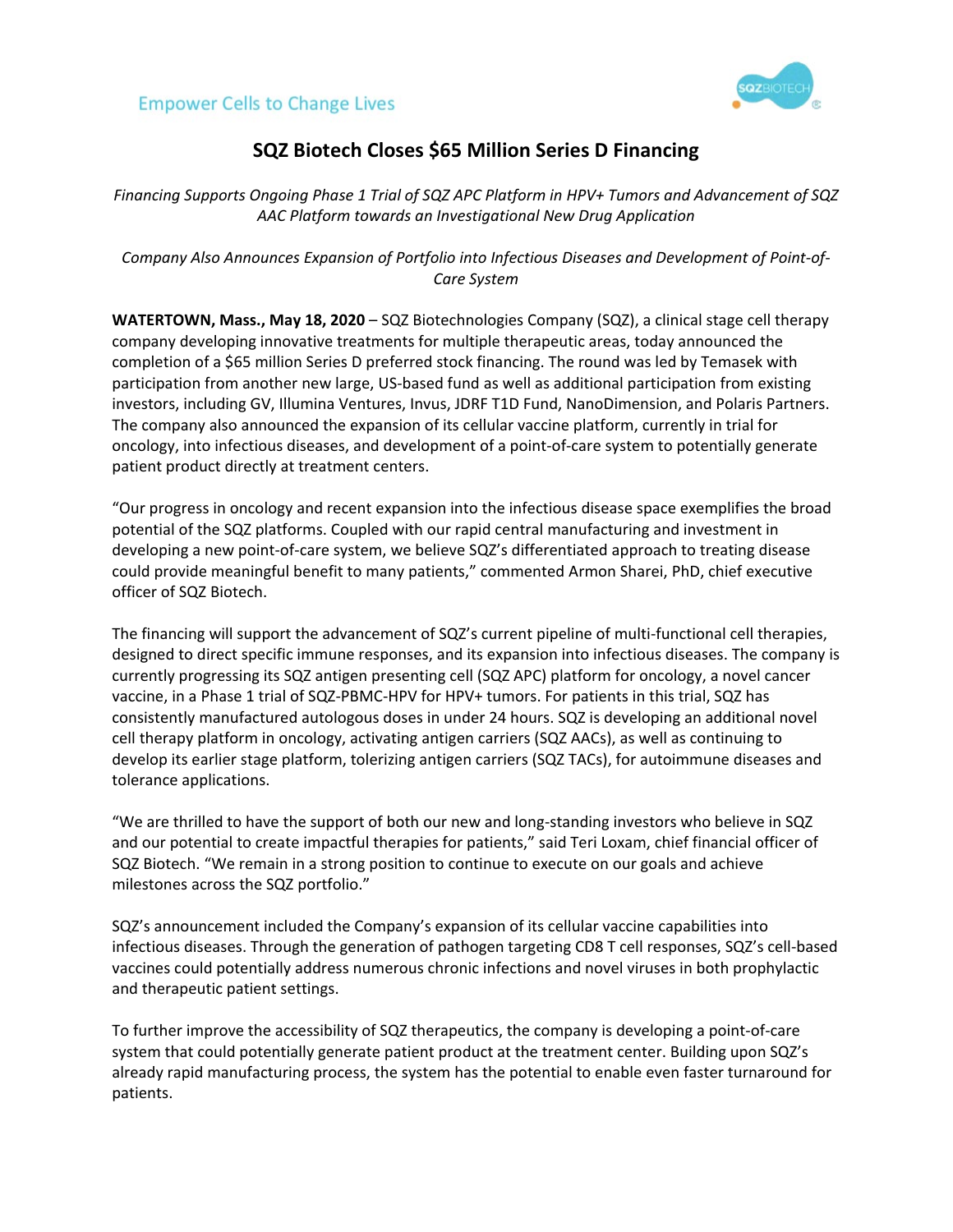Empower Cells to Change Lives

# SQZ Biotech Closes $65 Million Series D Financing

*Financing Supports Ongoing Phase 1 Trial of SQZ APC Platform in HPV+ Tumors and Advancement of SQZ AAC Platform towards an Investigational New Drug Application*

*Company Also Announces Expansion of Portfolio into Infectious Diseases and Development of Point-of-Care System*

**WATERTOWN, Mass., May 18, 2020** – SQZ Biotechnologies Company (SQZ), a clinical stage cell therapy company developing innovative treatments for multiple therapeutic areas, today announced the completion of a $65 million Series D preferred stock financing. The round was led by Temasek with participation from another new large, US-based fund as well as additional participation from existing investors, including GV, Illumina Ventures, Invus, JDRF T1D Fund, NanoDimension, and Polaris Partners. The company also announced the expansion of its cellular vaccine platform, currently in trial for oncology, into infectious diseases, and development of a point-of-care system to potentially generate patient product directly at treatment centers.

"Our progress in oncology and recent expansion into the infectious disease space exemplifies the broad potential of the SQZ platforms. Coupled with our rapid central manufacturing and investment in developing a new point-of-care system, we believe SQZ's differentiated approach to treating disease could provide meaningful benefit to many patients," commented Armon Sharei, PhD, chief executive officer of SQZ Biotech.

The financing will support the advancement of SQZ's current pipeline of multi-functional cell therapies, designed to direct specific immune responses, and its expansion into infectious diseases. The company is currently progressing its SQZ antigen presenting cell (SQZ APC) platform for oncology, a novel cancer vaccine, in a Phase 1 trial of SQZ-PBMC-HPV for HPV+ tumors. For patients in this trial, SQZ has consistently manufactured autologous doses in under 24 hours. SQZ is developing an additional novel cell therapy platform in oncology, activating antigen carriers (SQZ AACs), as well as continuing to develop its earlier stage platform, tolerizing antigen carriers (SQZ TACs), for autoimmune diseases and tolerance applications.

"We are thrilled to have the support of both our new and long-standing investors who believe in SQZ and our potential to create impactful therapies for patients," said Teri Loxam, chief financial officer of SQZ Biotech. "We remain in a strong position to continue to execute on our goals and achieve milestones across the SQZ portfolio."

SQZ's announcement included the Company's expansion of its cellular vaccine capabilities into infectious diseases. Through the generation of pathogen targeting CD8 T cell responses, SQZ's cell-based vaccines could potentially address numerous chronic infections and novel viruses in both prophylactic and therapeutic patient settings.

To further improve the accessibility of SQZ therapeutics, the company is developing a point-of-care system that could potentially generate patient product at the treatment center. Building upon SQZ's already rapid manufacturing process, the system has the potential to enable even faster turnaround for patients.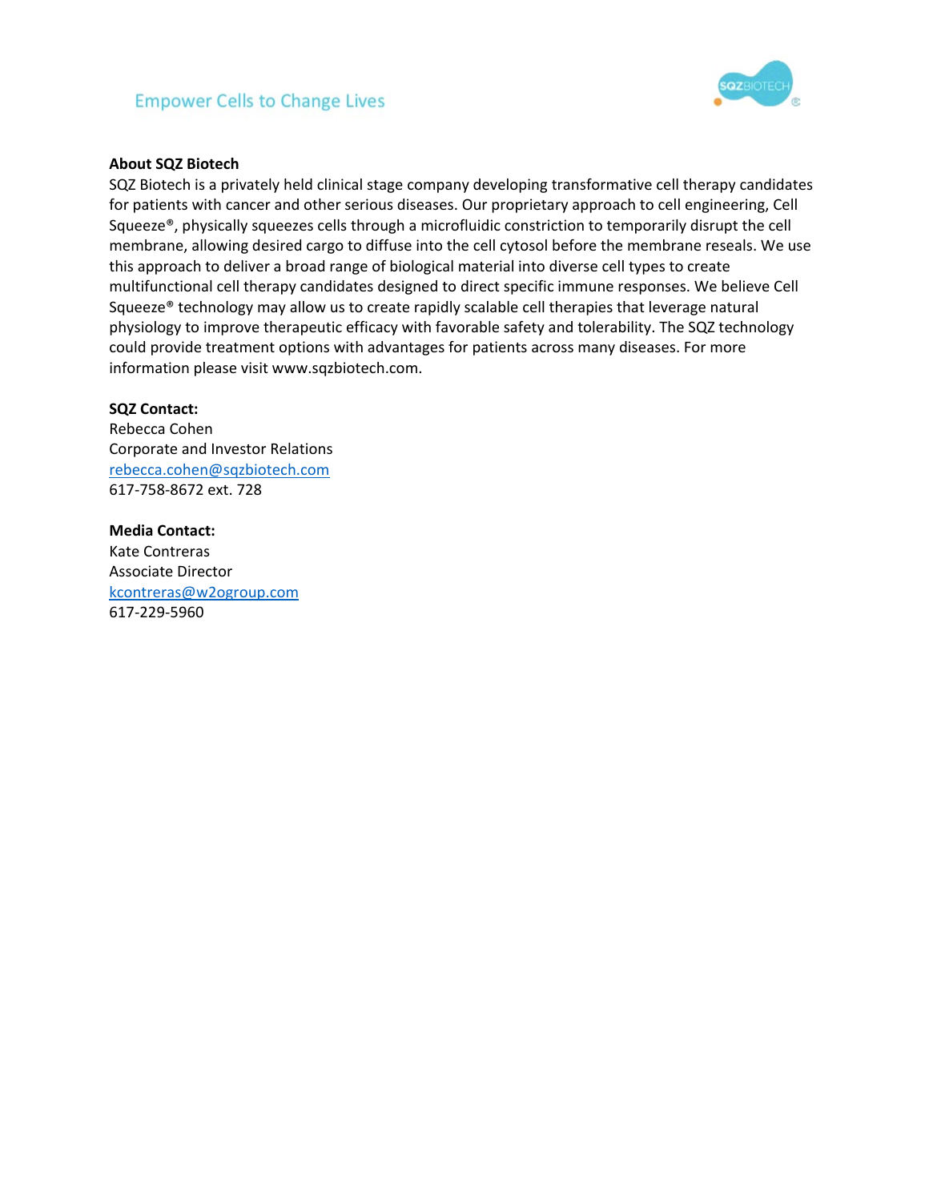Empower Cells to Change Lives

**About SQZ Biotech**

SQZ Biotech is a privately held clinical stage company developing transformative cell therapy candidates for patients with cancer and other serious diseases. Our proprietary approach to cell engineering, Cell Squeeze®, physically squeezes cells through a microfluidic constriction to temporarily disrupt the cell membrane, allowing desired cargo to diffuse into the cell cytosol before the membrane reseals. We use this approach to deliver a broad range of biological material into diverse cell types to create multifunctional cell therapy candidates designed to direct specific immune responses. We believe Cell Squeeze® technology may allow us to create rapidly scalable cell therapies that leverage natural physiology to improve therapeutic efficacy with favorable safety and tolerability. The SQZ technology could provide treatment options with advantages for patients across many diseases. For more information please visit www.sqzbiotech.com.

**SQZ Contact:**

Rebecca Cohen
Corporate and Investor Relations
rebecca.cohen@sqzbiotech.com
617-758-8672 ext. 728

**Media Contact:**

Kate Contreras
Associate Director
kcontreras@w2ogroup.com
617-229-5960